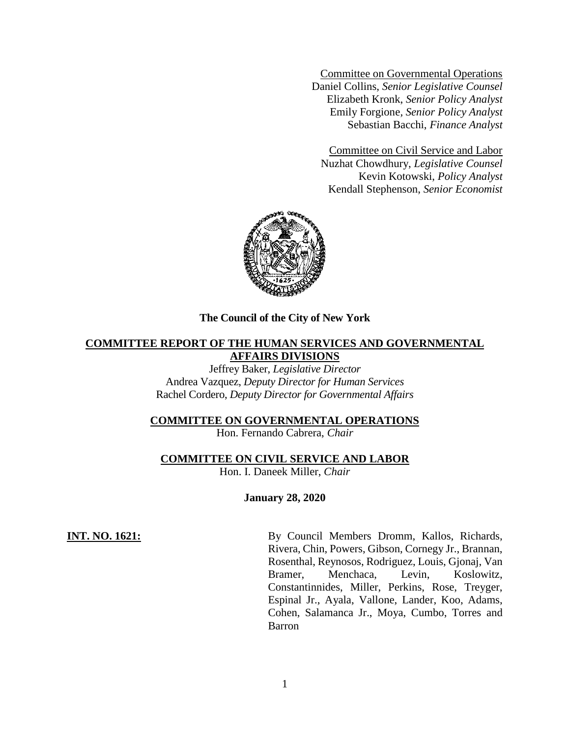Committee on Governmental Operations
Daniel Collins, *Senior Legislative Counsel*
Elizabeth Kronk, *Senior Policy Analyst*
Emily Forgione, *Senior Policy Analyst*
Sebastian Bacchi, *Finance Analyst*

Committee on Civil Service and Labor
Nuzhat Chowdhury, *Legislative Counsel*
Kevin Kotowski, *Policy Analyst*
Kendall Stephenson, *Senior Economist*

**The Council of the City of New York**

## COMMITTEE REPORT OF THE HUMAN SERVICES AND GOVERNMENTAL AFFAIRS DIVISIONS

Jeffrey Baker, *Legislative Director*
Andrea Vazquez, *Deputy Director for Human Services*
Rachel Cordero, *Deputy Director for Governmental Affairs*

**COMMITTEE ON GOVERNMENTAL OPERATIONS**
Hon. Fernando Cabrera, *Chair*

**COMMITTEE ON CIVIL SERVICE AND LABOR**
Hon. I. Daneek Miller, *Chair*

**January 28, 2020**

**INT. NO. 1621:** By Council Members Dromm, Kallos, Richards, Rivera, Chin, Powers, Gibson, Cornegy Jr., Brannan, Rosenthal, Reynosos, Rodriguez, Louis, Gjonaj, Van Bramer, Menchaca, Levin, Koslowitz, Constantinnides, Miller, Perkins, Rose, Treyger, Espinal Jr., Ayala, Vallone, Lander, Koo, Adams, Cohen, Salamanca Jr., Moya, Cumbo, Torres and Barron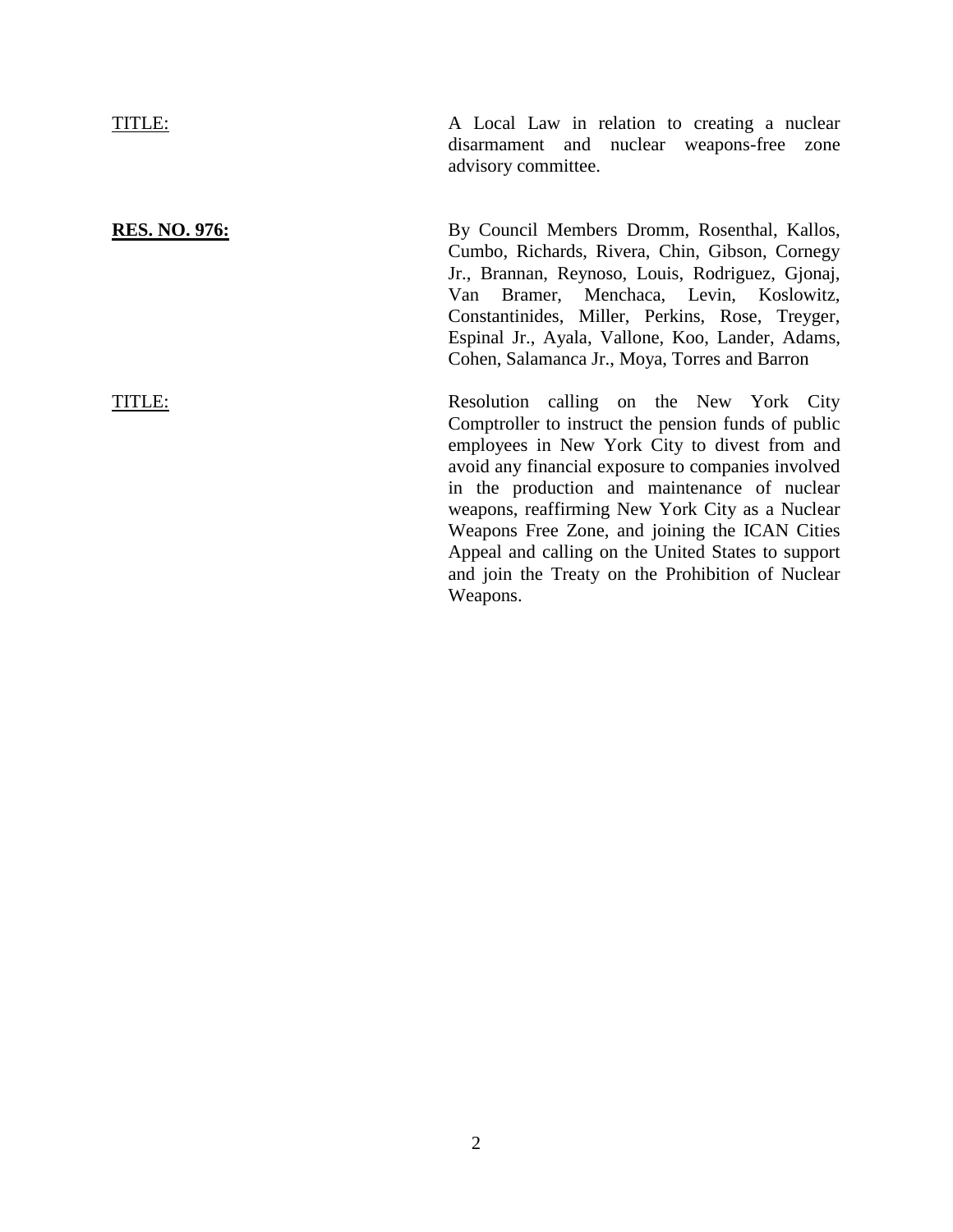TITLE: A Local Law in relation to creating a nuclear disarmament and nuclear weapons-free zone advisory committee.

**RES. NO. 976:** By Council Members Dromm, Rosenthal, Kallos, Cumbo, Richards, Rivera, Chin, Gibson, Cornegy Jr., Brannan, Reynoso, Louis, Rodriguez, Gjonaj, Van Bramer, Menchaca, Levin, Koslowitz, Constantinides, Miller, Perkins, Rose, Treyger, Espinal Jr., Ayala, Vallone, Koo, Lander, Adams, Cohen, Salamanca Jr., Moya, Torres and Barron

TITLE: Resolution calling on the New York City Comptroller to instruct the pension funds of public employees in New York City to divest from and avoid any financial exposure to companies involved in the production and maintenance of nuclear weapons, reaffirming New York City as a Nuclear Weapons Free Zone, and joining the ICAN Cities Appeal and calling on the United States to support and join the Treaty on the Prohibition of Nuclear Weapons.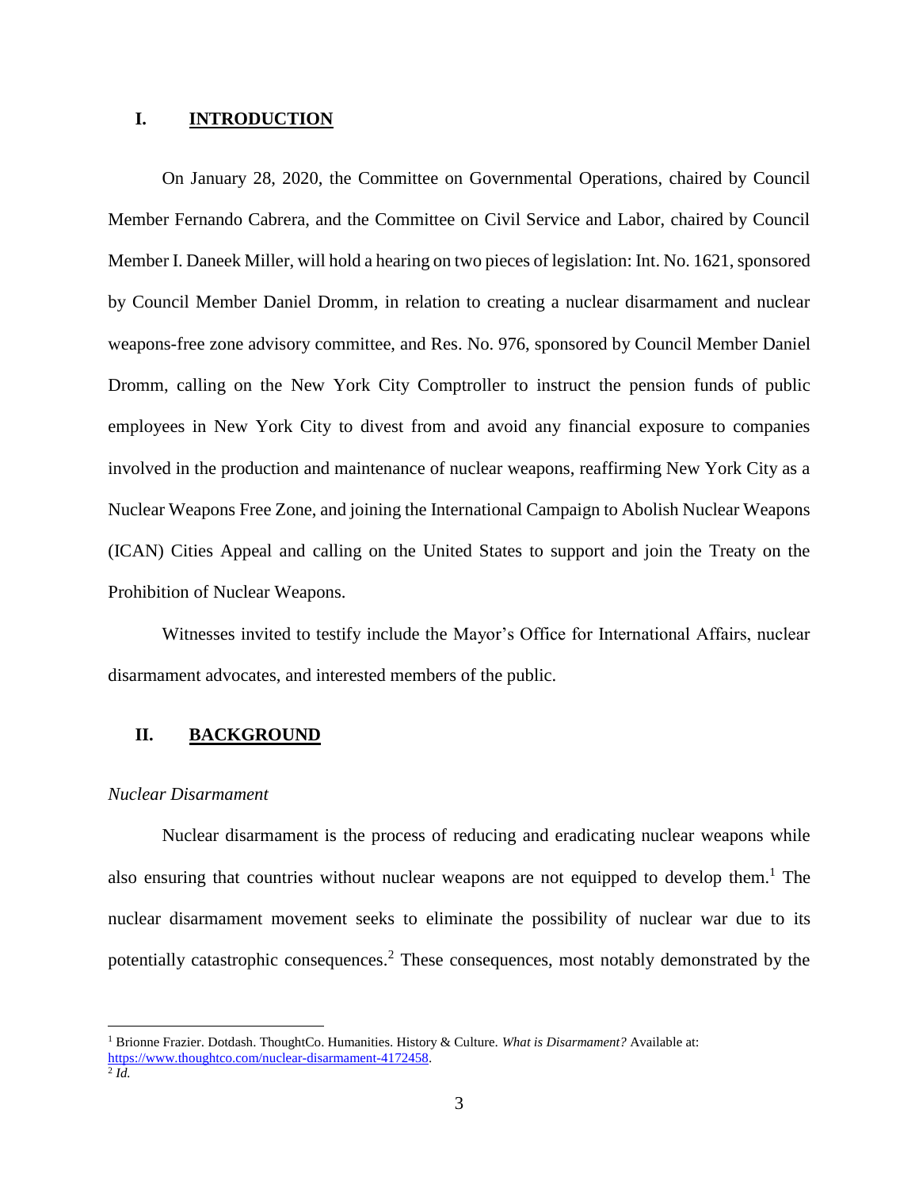## I. INTRODUCTION

On January 28, 2020, the Committee on Governmental Operations, chaired by Council Member Fernando Cabrera, and the Committee on Civil Service and Labor, chaired by Council Member I. Daneek Miller, will hold a hearing on two pieces of legislation: Int. No. 1621, sponsored by Council Member Daniel Dromm, in relation to creating a nuclear disarmament and nuclear weapons-free zone advisory committee, and Res. No. 976, sponsored by Council Member Daniel Dromm, calling on the New York City Comptroller to instruct the pension funds of public employees in New York City to divest from and avoid any financial exposure to companies involved in the production and maintenance of nuclear weapons, reaffirming New York City as a Nuclear Weapons Free Zone, and joining the International Campaign to Abolish Nuclear Weapons (ICAN) Cities Appeal and calling on the United States to support and join the Treaty on the Prohibition of Nuclear Weapons.

Witnesses invited to testify include the Mayor's Office for International Affairs, nuclear disarmament advocates, and interested members of the public.

## II. BACKGROUND

### *Nuclear Disarmament*

Nuclear disarmament is the process of reducing and eradicating nuclear weapons while also ensuring that countries without nuclear weapons are not equipped to develop them.[1] The nuclear disarmament movement seeks to eliminate the possibility of nuclear war due to its potentially catastrophic consequences.[2] These consequences, most notably demonstrated by the

---

[1] Brionne Frazier. Dotdash. ThoughtCo. Humanities. History & Culture. *What is Disarmament?* Available at: https://www.thoughtco.com/nuclear-disarmament-4172458.

[2] *Id.*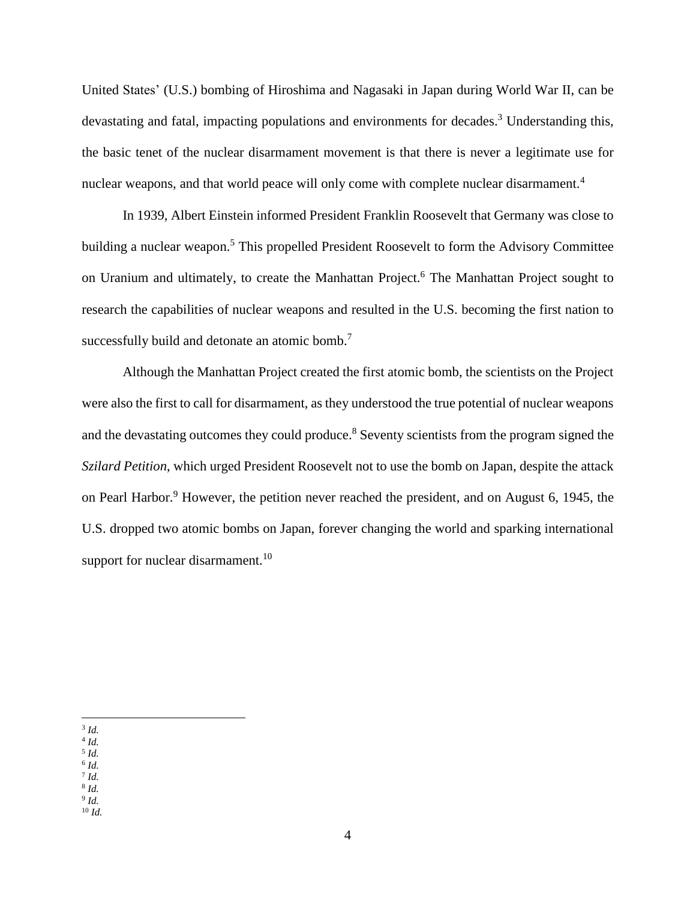United States' (U.S.) bombing of Hiroshima and Nagasaki in Japan during World War II, can be devastating and fatal, impacting populations and environments for decades.[3] Understanding this, the basic tenet of the nuclear disarmament movement is that there is never a legitimate use for nuclear weapons, and that world peace will only come with complete nuclear disarmament.[4]

In 1939, Albert Einstein informed President Franklin Roosevelt that Germany was close to building a nuclear weapon.[5] This propelled President Roosevelt to form the Advisory Committee on Uranium and ultimately, to create the Manhattan Project.[6] The Manhattan Project sought to research the capabilities of nuclear weapons and resulted in the U.S. becoming the first nation to successfully build and detonate an atomic bomb.[7]

Although the Manhattan Project created the first atomic bomb, the scientists on the Project were also the first to call for disarmament, as they understood the true potential of nuclear weapons and the devastating outcomes they could produce.[8] Seventy scientists from the program signed the *Szilard Petition*, which urged President Roosevelt not to use the bomb on Japan, despite the attack on Pearl Harbor.[9] However, the petition never reached the president, and on August 6, 1945, the U.S. dropped two atomic bombs on Japan, forever changing the world and sparking international support for nuclear disarmament.[10]

---

[3] *Id.*
[4] *Id.*
[5] *Id.*
[6] *Id.*
[7] *Id.*
[8] *Id.*
[9] *Id.*
[10] *Id.*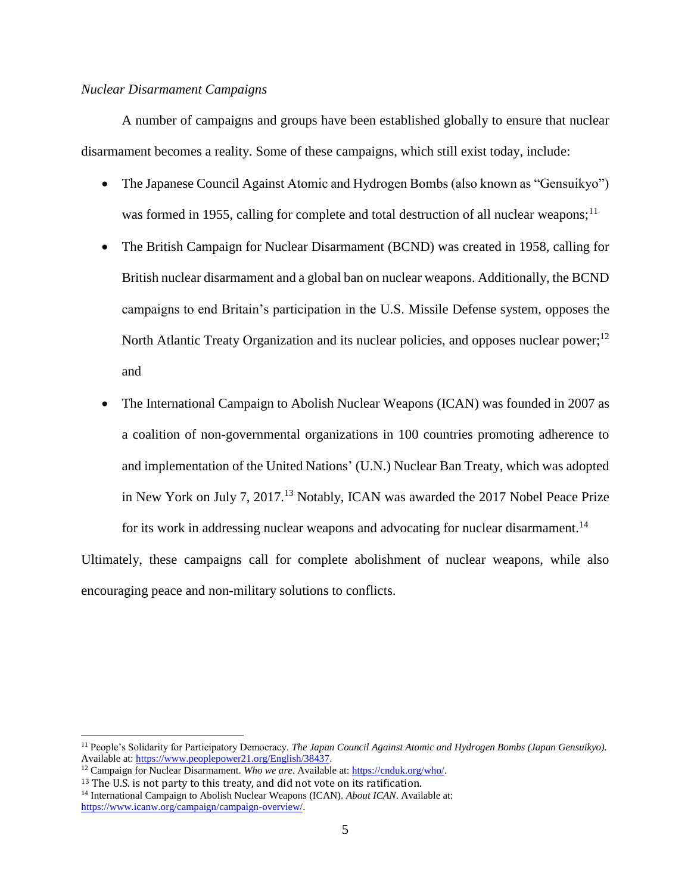*Nuclear Disarmament Campaigns*

A number of campaigns and groups have been established globally to ensure that nuclear disarmament becomes a reality. Some of these campaigns, which still exist today, include:

- The Japanese Council Against Atomic and Hydrogen Bombs (also known as "Gensuikyo") was formed in 1955, calling for complete and total destruction of all nuclear weapons;[11]
- The British Campaign for Nuclear Disarmament (BCND) was created in 1958, calling for British nuclear disarmament and a global ban on nuclear weapons. Additionally, the BCND campaigns to end Britain's participation in the U.S. Missile Defense system, opposes the North Atlantic Treaty Organization and its nuclear policies, and opposes nuclear power;[12] and
- The International Campaign to Abolish Nuclear Weapons (ICAN) was founded in 2007 as a coalition of non-governmental organizations in 100 countries promoting adherence to and implementation of the United Nations' (U.N.) Nuclear Ban Treaty, which was adopted in New York on July 7, 2017.[13] Notably, ICAN was awarded the 2017 Nobel Peace Prize for its work in addressing nuclear weapons and advocating for nuclear disarmament.[14]

Ultimately, these campaigns call for complete abolishment of nuclear weapons, while also encouraging peace and non-military solutions to conflicts.

---

[11] People's Solidarity for Participatory Democracy. *The Japan Council Against Atomic and Hydrogen Bombs (Japan Gensuikyo).* Available at: https://www.peoplepower21.org/English/38437.

[12] Campaign for Nuclear Disarmament. *Who we are.* Available at: https://cnduk.org/who/.

[13] The U.S. is not party to this treaty, and did not vote on its ratification.

[14] International Campaign to Abolish Nuclear Weapons (ICAN). *About ICAN*. Available at: https://www.icanw.org/campaign/campaign-overview/.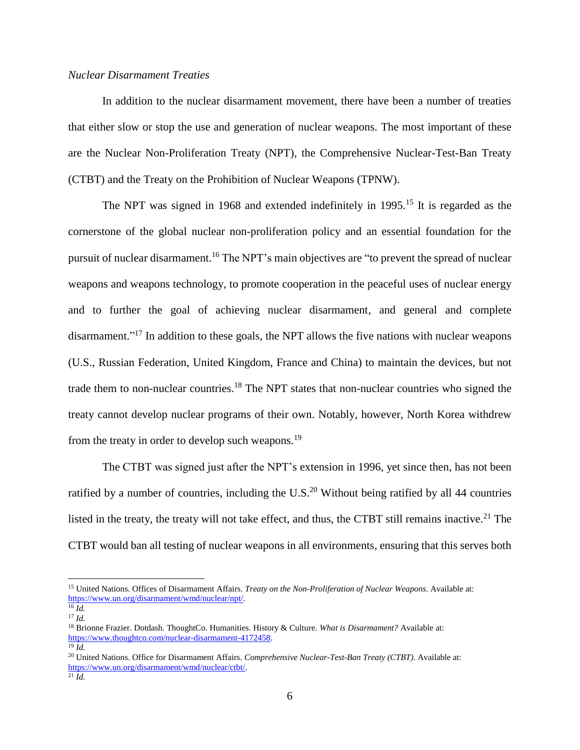*Nuclear Disarmament Treaties*

In addition to the nuclear disarmament movement, there have been a number of treaties that either slow or stop the use and generation of nuclear weapons. The most important of these are the Nuclear Non-Proliferation Treaty (NPT), the Comprehensive Nuclear-Test-Ban Treaty (CTBT) and the Treaty on the Prohibition of Nuclear Weapons (TPNW).

The NPT was signed in 1968 and extended indefinitely in 1995.[15] It is regarded as the cornerstone of the global nuclear non-proliferation policy and an essential foundation for the pursuit of nuclear disarmament.[16] The NPT's main objectives are "to prevent the spread of nuclear weapons and weapons technology, to promote cooperation in the peaceful uses of nuclear energy and to further the goal of achieving nuclear disarmament, and general and complete disarmament."[17] In addition to these goals, the NPT allows the five nations with nuclear weapons (U.S., Russian Federation, United Kingdom, France and China) to maintain the devices, but not trade them to non-nuclear countries.[18] The NPT states that non-nuclear countries who signed the treaty cannot develop nuclear programs of their own. Notably, however, North Korea withdrew from the treaty in order to develop such weapons.[19]

The CTBT was signed just after the NPT's extension in 1996, yet since then, has not been ratified by a number of countries, including the U.S.[20] Without being ratified by all 44 countries listed in the treaty, the treaty will not take effect, and thus, the CTBT still remains inactive.[21] The CTBT would ban all testing of nuclear weapons in all environments, ensuring that this serves both

---

[15] United Nations. Offices of Disarmament Affairs. *Treaty on the Non-Proliferation of Nuclear Weapons*. Available at: https://www.un.org/disarmament/wmd/nuclear/npt/.

[16] *Id.*

[17] *Id.*

[18] Brionne Frazier. Dotdash. ThoughtCo. Humanities. History & Culture. *What is Disarmament?* Available at: https://www.thoughtco.com/nuclear-disarmament-4172458.

[19] *Id.*

[20] United Nations. Office for Disarmament Affairs. *Comprehensive Nuclear-Test-Ban Treaty (CTBT)*. Available at: https://www.un.org/disarmament/wmd/nuclear/ctbt/.

[21] *Id.*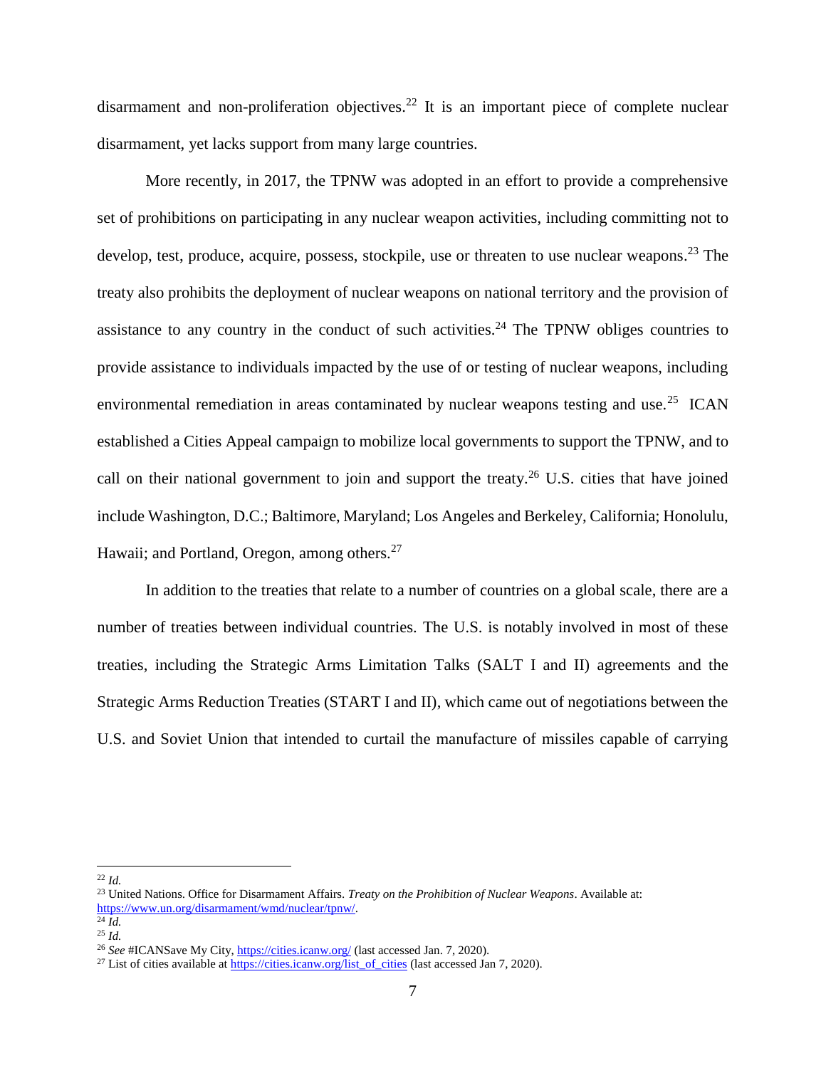disarmament and non-proliferation objectives.[22] It is an important piece of complete nuclear disarmament, yet lacks support from many large countries.

More recently, in 2017, the TPNW was adopted in an effort to provide a comprehensive set of prohibitions on participating in any nuclear weapon activities, including committing not to develop, test, produce, acquire, possess, stockpile, use or threaten to use nuclear weapons.[23] The treaty also prohibits the deployment of nuclear weapons on national territory and the provision of assistance to any country in the conduct of such activities.[24] The TPNW obliges countries to provide assistance to individuals impacted by the use of or testing of nuclear weapons, including environmental remediation in areas contaminated by nuclear weapons testing and use.[25] ICAN established a Cities Appeal campaign to mobilize local governments to support the TPNW, and to call on their national government to join and support the treaty.[26] U.S. cities that have joined include Washington, D.C.; Baltimore, Maryland; Los Angeles and Berkeley, California; Honolulu, Hawaii; and Portland, Oregon, among others.[27]

In addition to the treaties that relate to a number of countries on a global scale, there are a number of treaties between individual countries. The U.S. is notably involved in most of these treaties, including the Strategic Arms Limitation Talks (SALT I and II) agreements and the Strategic Arms Reduction Treaties (START I and II), which came out of negotiations between the U.S. and Soviet Union that intended to curtail the manufacture of missiles capable of carrying

---

[22] *Id.*

[23] United Nations. Office for Disarmament Affairs. *Treaty on the Prohibition of Nuclear Weapons*. Available at: https://www.un.org/disarmament/wmd/nuclear/tpnw/.

[24] *Id.*

[25] *Id.*

[26] *See* #ICANSave My City, https://cities.icanw.org/ (last accessed Jan. 7, 2020).

[27] List of cities available at https://cities.icanw.org/list_of_cities (last accessed Jan 7, 2020).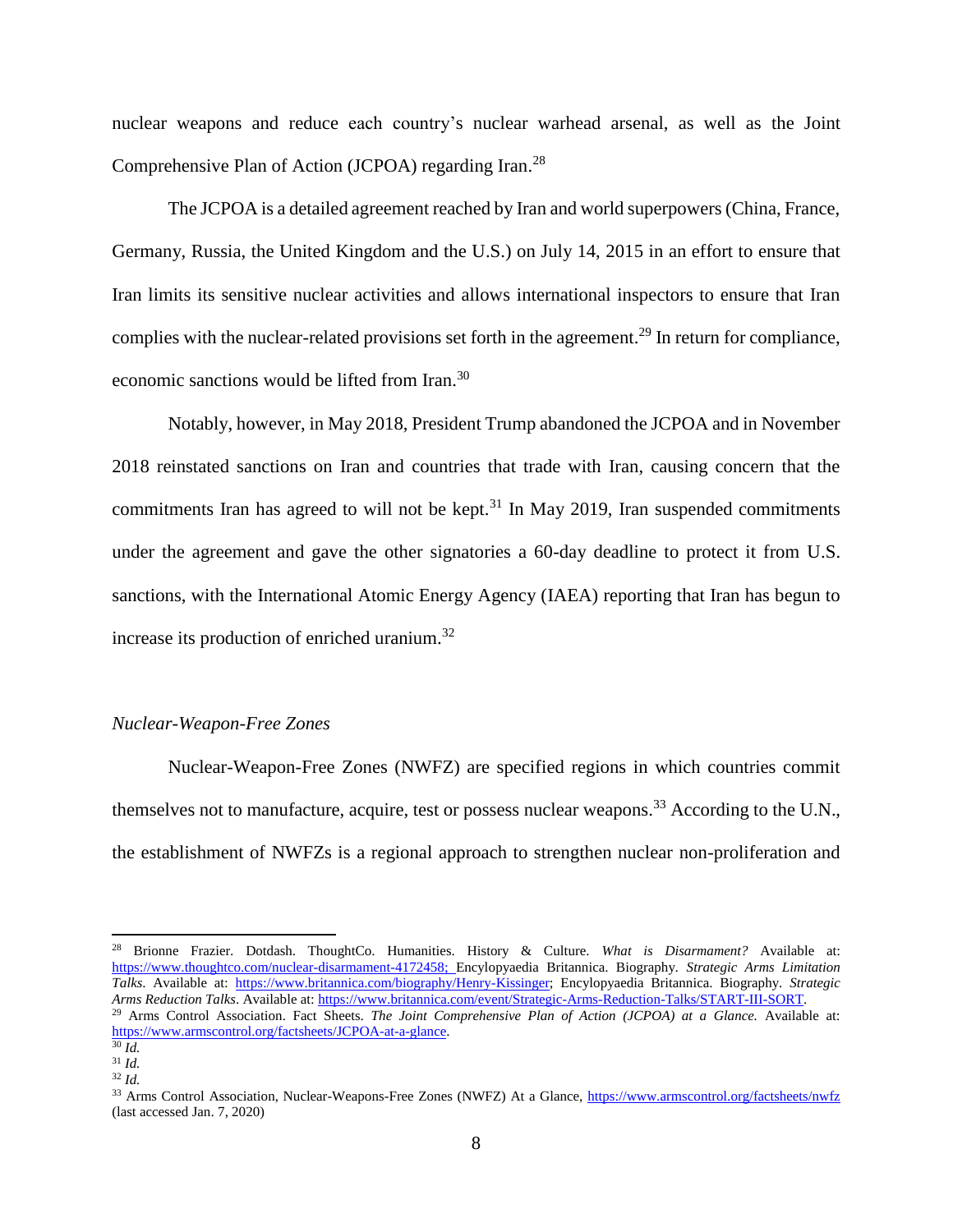nuclear weapons and reduce each country's nuclear warhead arsenal, as well as the Joint Comprehensive Plan of Action (JCPOA) regarding Iran.[28]

The JCPOA is a detailed agreement reached by Iran and world superpowers (China, France, Germany, Russia, the United Kingdom and the U.S.) on July 14, 2015 in an effort to ensure that Iran limits its sensitive nuclear activities and allows international inspectors to ensure that Iran complies with the nuclear-related provisions set forth in the agreement.[29] In return for compliance, economic sanctions would be lifted from Iran.[30]

Notably, however, in May 2018, President Trump abandoned the JCPOA and in November 2018 reinstated sanctions on Iran and countries that trade with Iran, causing concern that the commitments Iran has agreed to will not be kept.[31] In May 2019, Iran suspended commitments under the agreement and gave the other signatories a 60-day deadline to protect it from U.S. sanctions, with the International Atomic Energy Agency (IAEA) reporting that Iran has begun to increase its production of enriched uranium.[32]

*Nuclear-Weapon-Free Zones*

Nuclear-Weapon-Free Zones (NWFZ) are specified regions in which countries commit themselves not to manufacture, acquire, test or possess nuclear weapons.[33] According to the U.N., the establishment of NWFZs is a regional approach to strengthen nuclear non-proliferation and

---

[28] Brionne Frazier. Dotdash. ThoughtCo. Humanities. History & Culture. *What is Disarmament?* Available at: https://www.thoughtco.com/nuclear-disarmament-4172458; Encylopyaedia Britannica. Biography. *Strategic Arms Limitation Talks*. Available at: https://www.britannica.com/biography/Henry-Kissinger; Encylopyaedia Britannica. Biography. *Strategic Arms Reduction Talks*. Available at: https://www.britannica.com/event/Strategic-Arms-Reduction-Talks/START-III-SORT.

[29] Arms Control Association. Fact Sheets. *The Joint Comprehensive Plan of Action (JCPOA) at a Glance.* Available at: https://www.armscontrol.org/factsheets/JCPOA-at-a-glance.

[30] *Id.*

[31] *Id.*

[32] *Id.*

[33] Arms Control Association, Nuclear-Weapons-Free Zones (NWFZ) At a Glance, https://www.armscontrol.org/factsheets/nwfz (last accessed Jan. 7, 2020)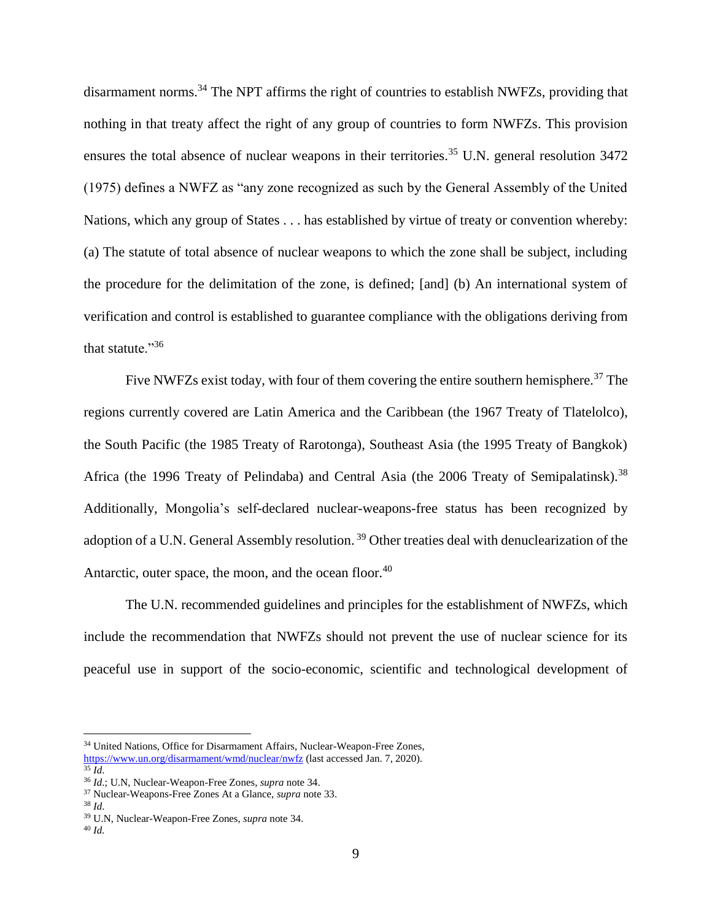disarmament norms.[34] The NPT affirms the right of countries to establish NWFZs, providing that nothing in that treaty affect the right of any group of countries to form NWFZs. This provision ensures the total absence of nuclear weapons in their territories.[35] U.N. general resolution 3472 (1975) defines a NWFZ as "any zone recognized as such by the General Assembly of the United Nations, which any group of States . . . has established by virtue of treaty or convention whereby: (a) The statute of total absence of nuclear weapons to which the zone shall be subject, including the procedure for the delimitation of the zone, is defined; [and] (b) An international system of verification and control is established to guarantee compliance with the obligations deriving from that statute."[36]

Five NWFZs exist today, with four of them covering the entire southern hemisphere.[37] The regions currently covered are Latin America and the Caribbean (the 1967 Treaty of Tlatelolco), the South Pacific (the 1985 Treaty of Rarotonga), Southeast Asia (the 1995 Treaty of Bangkok) Africa (the 1996 Treaty of Pelindaba) and Central Asia (the 2006 Treaty of Semipalatinsk).[38] Additionally, Mongolia's self-declared nuclear-weapons-free status has been recognized by adoption of a U.N. General Assembly resolution.[39] Other treaties deal with denuclearization of the Antarctic, outer space, the moon, and the ocean floor.[40]

The U.N. recommended guidelines and principles for the establishment of NWFZs, which include the recommendation that NWFZs should not prevent the use of nuclear science for its peaceful use in support of the socio-economic, scientific and technological development of

---

[34] United Nations, Office for Disarmament Affairs, Nuclear-Weapon-Free Zones, https://www.un.org/disarmament/wmd/nuclear/nwfz (last accessed Jan. 7, 2020).

[35] *Id*.

[36] *Id*.; U.N, Nuclear-Weapon-Free Zones, *supra* note 34.

[37] Nuclear-Weapons-Free Zones At a Glance, *supra* note 33.

[38] *Id*.

[39] U.N, Nuclear-Weapon-Free Zones, *supra* note 34.

[40] *Id.*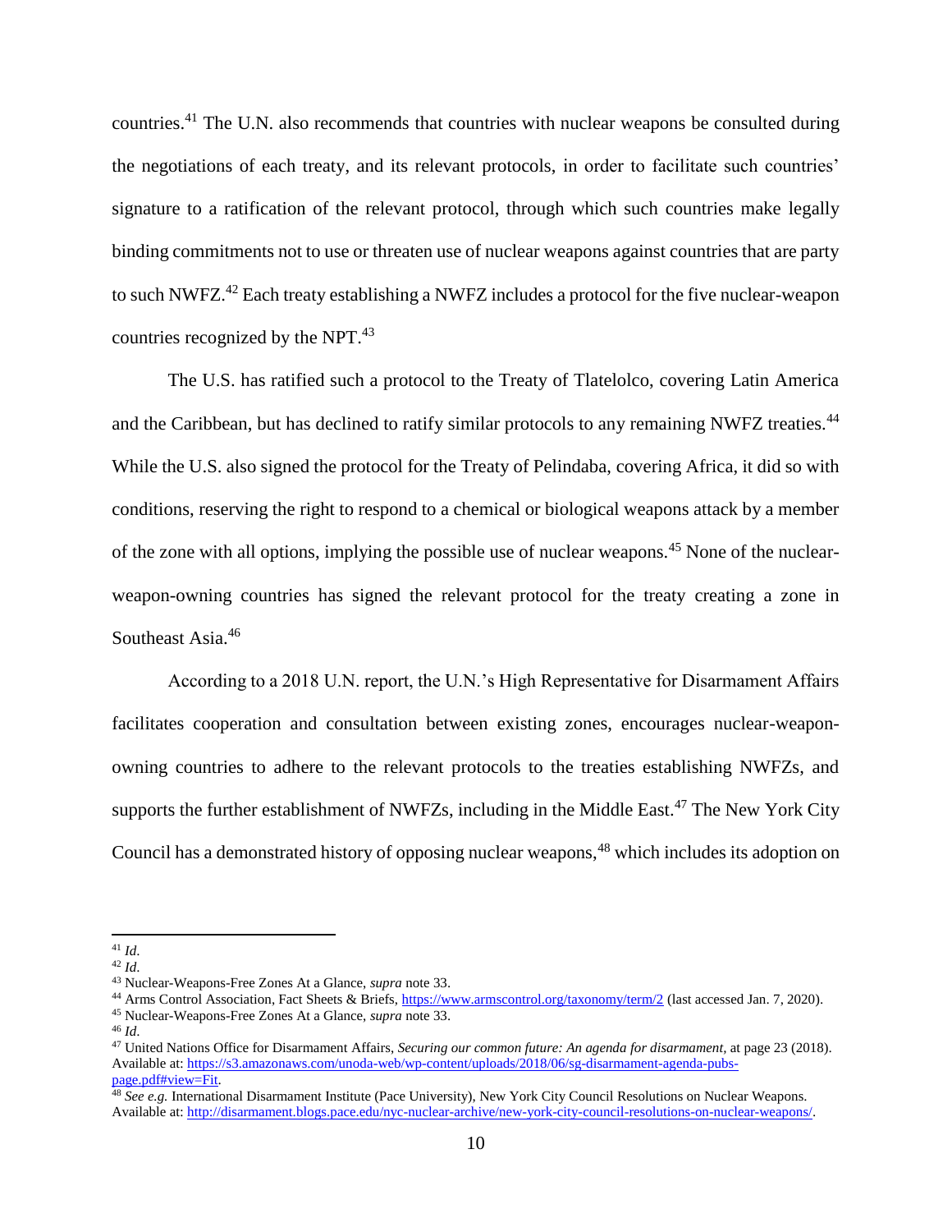countries.[41] The U.N. also recommends that countries with nuclear weapons be consulted during the negotiations of each treaty, and its relevant protocols, in order to facilitate such countries' signature to a ratification of the relevant protocol, through which such countries make legally binding commitments not to use or threaten use of nuclear weapons against countries that are party to such NWFZ.[42] Each treaty establishing a NWFZ includes a protocol for the five nuclear-weapon countries recognized by the NPT.[43]

The U.S. has ratified such a protocol to the Treaty of Tlatelolco, covering Latin America and the Caribbean, but has declined to ratify similar protocols to any remaining NWFZ treaties.[44] While the U.S. also signed the protocol for the Treaty of Pelindaba, covering Africa, it did so with conditions, reserving the right to respond to a chemical or biological weapons attack by a member of the zone with all options, implying the possible use of nuclear weapons.[45] None of the nuclear-weapon-owning countries has signed the relevant protocol for the treaty creating a zone in Southeast Asia.[46]

According to a 2018 U.N. report, the U.N.'s High Representative for Disarmament Affairs facilitates cooperation and consultation between existing zones, encourages nuclear-weapon-owning countries to adhere to the relevant protocols to the treaties establishing NWFZs, and supports the further establishment of NWFZs, including in the Middle East.[47] The New York City Council has a demonstrated history of opposing nuclear weapons,[48] which includes its adoption on

---

[41] *Id*.

[42] *Id*.

[43] Nuclear-Weapons-Free Zones At a Glance, *supra* note 33.

[44] Arms Control Association, Fact Sheets & Briefs, https://www.armscontrol.org/taxonomy/term/2 (last accessed Jan. 7, 2020).

[45] Nuclear-Weapons-Free Zones At a Glance, *supra* note 33.

[46] *Id*.

[47] United Nations Office for Disarmament Affairs, *Securing our common future: An agenda for disarmament*, at page 23 (2018). Available at: https://s3.amazonaws.com/unoda-web/wp-content/uploads/2018/06/sg-disarmament-agenda-pubs-page.pdf#view=Fit.

[48] *See e.g.* International Disarmament Institute (Pace University), New York City Council Resolutions on Nuclear Weapons. Available at: http://disarmament.blogs.pace.edu/nyc-nuclear-archive/new-york-city-council-resolutions-on-nuclear-weapons/.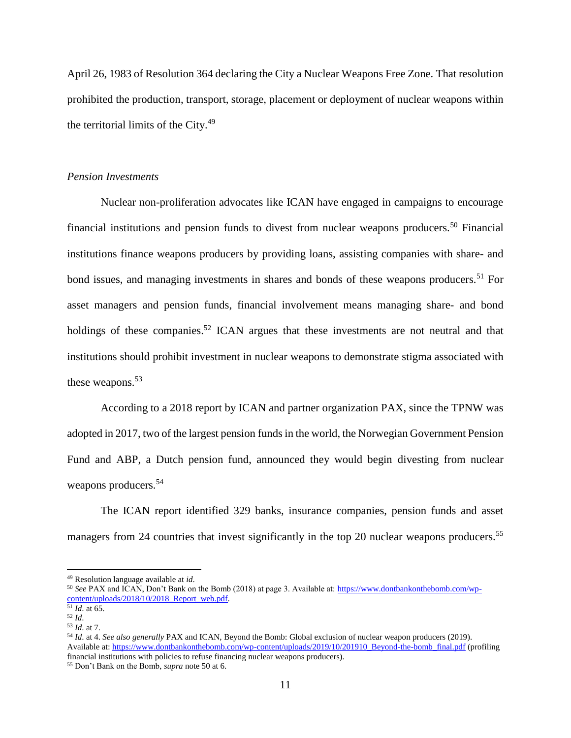April 26, 1983 of Resolution 364 declaring the City a Nuclear Weapons Free Zone. That resolution prohibited the production, transport, storage, placement or deployment of nuclear weapons within the territorial limits of the City.[49]

*Pension Investments*

Nuclear non-proliferation advocates like ICAN have engaged in campaigns to encourage financial institutions and pension funds to divest from nuclear weapons producers.[50] Financial institutions finance weapons producers by providing loans, assisting companies with share- and bond issues, and managing investments in shares and bonds of these weapons producers.[51] For asset managers and pension funds, financial involvement means managing share- and bond holdings of these companies.[52] ICAN argues that these investments are not neutral and that institutions should prohibit investment in nuclear weapons to demonstrate stigma associated with these weapons.[53]

According to a 2018 report by ICAN and partner organization PAX, since the TPNW was adopted in 2017, two of the largest pension funds in the world, the Norwegian Government Pension Fund and ABP, a Dutch pension fund, announced they would begin divesting from nuclear weapons producers.[54]

The ICAN report identified 329 banks, insurance companies, pension funds and asset managers from 24 countries that invest significantly in the top 20 nuclear weapons producers.[55]

---

[49] Resolution language available at *id*.

[50] *See* PAX and ICAN, Don't Bank on the Bomb (2018) at page 3. Available at: https://www.dontbankonthebomb.com/wp-content/uploads/2018/10/2018_Report_web.pdf.

[51] *Id*. at 65.

[52] *Id*.

[53] *Id*. at 7.

[54] *Id*. at 4. *See also generally* PAX and ICAN, Beyond the Bomb: Global exclusion of nuclear weapon producers (2019). Available at: https://www.dontbankonthebomb.com/wp-content/uploads/2019/10/201910_Beyond-the-bomb_final.pdf (profiling financial institutions with policies to refuse financing nuclear weapons producers).

[55] Don't Bank on the Bomb, *supra* note 50 at 6.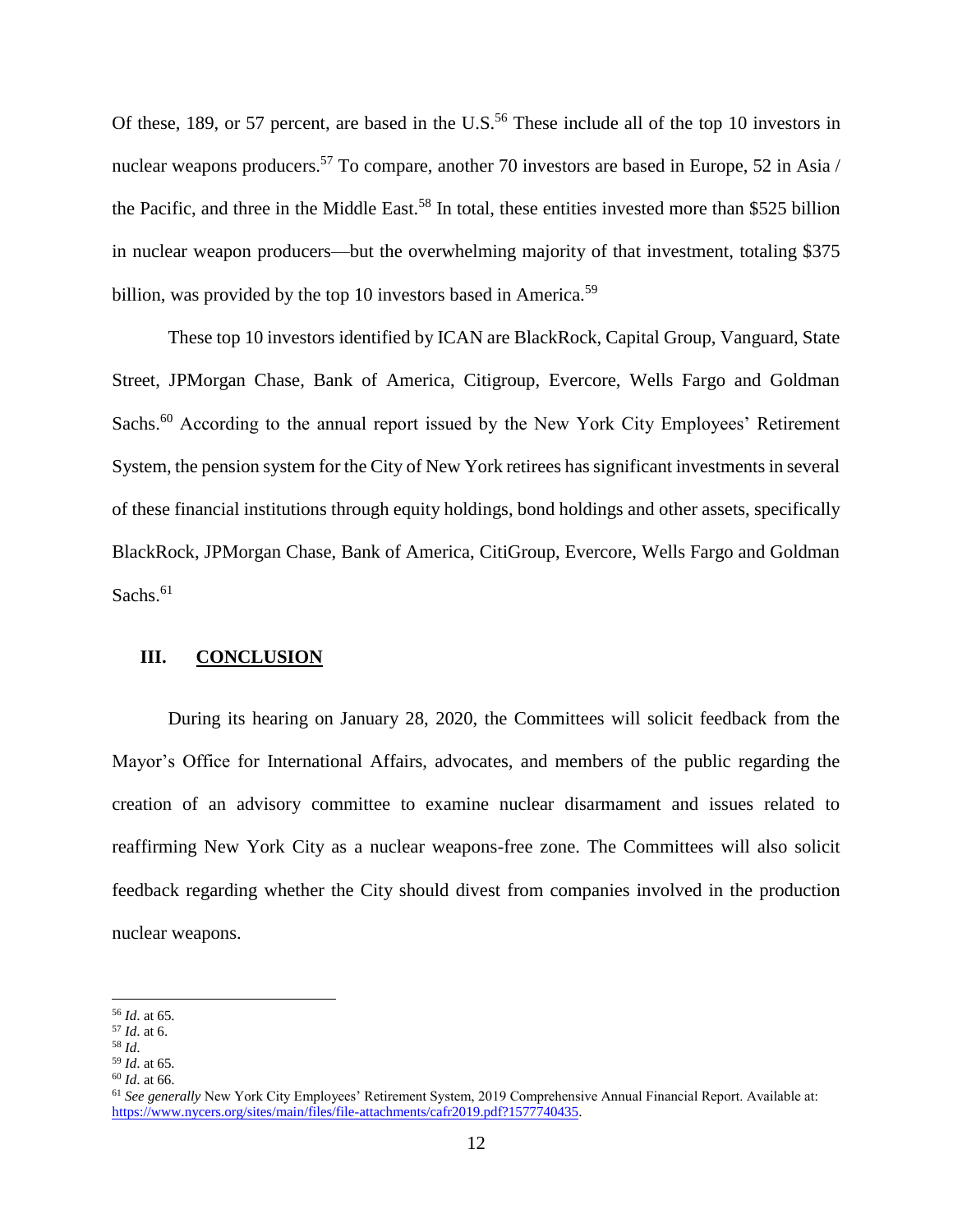Of these, 189, or 57 percent, are based in the U.S.[56] These include all of the top 10 investors in nuclear weapons producers.[57] To compare, another 70 investors are based in Europe, 52 in Asia / the Pacific, and three in the Middle East.[58] In total, these entities invested more than $525 billion in nuclear weapon producers—but the overwhelming majority of that investment, totaling $375 billion, was provided by the top 10 investors based in America.[59]

These top 10 investors identified by ICAN are BlackRock, Capital Group, Vanguard, State Street, JPMorgan Chase, Bank of America, Citigroup, Evercore, Wells Fargo and Goldman Sachs.[60] According to the annual report issued by the New York City Employees' Retirement System, the pension system for the City of New York retirees has significant investments in several of these financial institutions through equity holdings, bond holdings and other assets, specifically BlackRock, JPMorgan Chase, Bank of America, CitiGroup, Evercore, Wells Fargo and Goldman Sachs.[61]

## III. <u>CONCLUSION</u>

During its hearing on January 28, 2020, the Committees will solicit feedback from the Mayor's Office for International Affairs, advocates, and members of the public regarding the creation of an advisory committee to examine nuclear disarmament and issues related to reaffirming New York City as a nuclear weapons-free zone. The Committees will also solicit feedback regarding whether the City should divest from companies involved in the production nuclear weapons.

---

[56] *Id.* at 65.
[57] *Id.* at 6.
[58] *Id.*
[59] *Id.* at 65.
[60] *Id.* at 66.
[61] *See generally* New York City Employees' Retirement System, 2019 Comprehensive Annual Financial Report. Available at: https://www.nycers.org/sites/main/files/file-attachments/cafr2019.pdf?1577740435.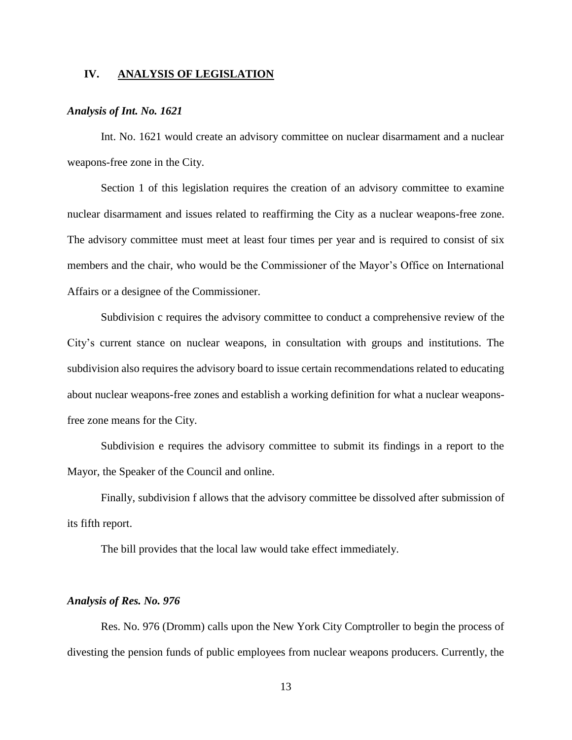## IV. ANALYSIS OF LEGISLATION

### *Analysis of Int. No. 1621*

Int. No. 1621 would create an advisory committee on nuclear disarmament and a nuclear weapons-free zone in the City.

Section 1 of this legislation requires the creation of an advisory committee to examine nuclear disarmament and issues related to reaffirming the City as a nuclear weapons-free zone. The advisory committee must meet at least four times per year and is required to consist of six members and the chair, who would be the Commissioner of the Mayor's Office on International Affairs or a designee of the Commissioner.

Subdivision c requires the advisory committee to conduct a comprehensive review of the City's current stance on nuclear weapons, in consultation with groups and institutions. The subdivision also requires the advisory board to issue certain recommendations related to educating about nuclear weapons-free zones and establish a working definition for what a nuclear weapons-free zone means for the City.

Subdivision e requires the advisory committee to submit its findings in a report to the Mayor, the Speaker of the Council and online.

Finally, subdivision f allows that the advisory committee be dissolved after submission of its fifth report.

The bill provides that the local law would take effect immediately.

### *Analysis of Res. No. 976*

Res. No. 976 (Dromm) calls upon the New York City Comptroller to begin the process of divesting the pension funds of public employees from nuclear weapons producers. Currently, the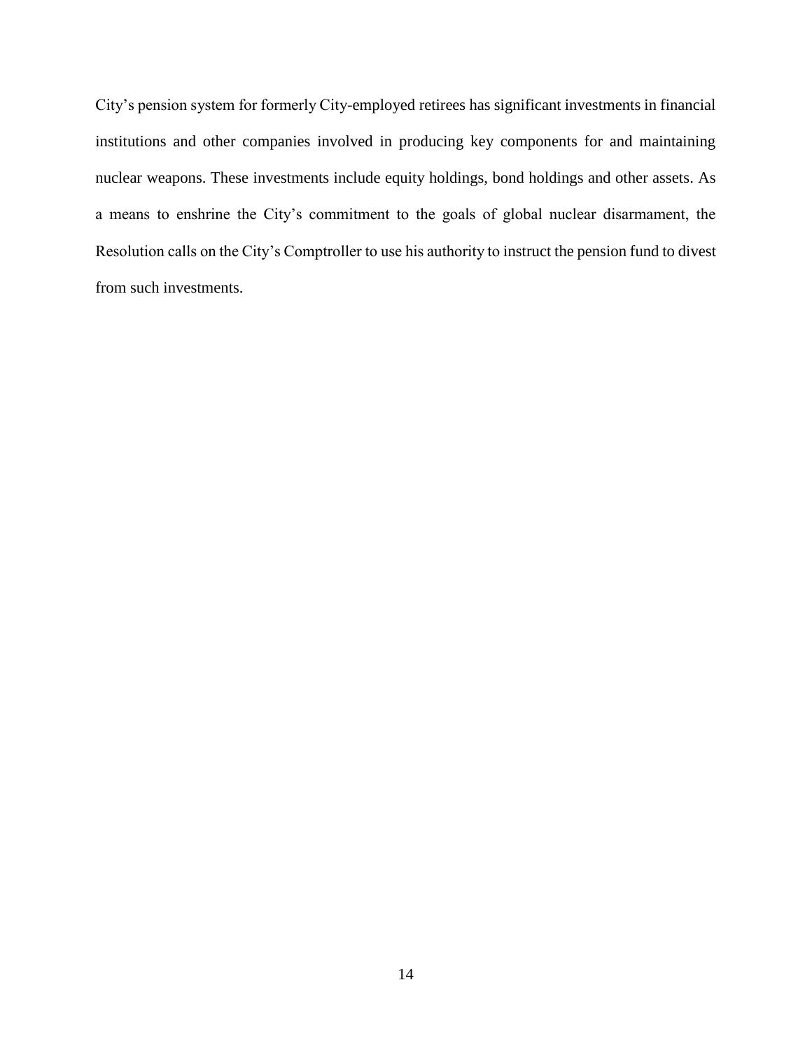City's pension system for formerly City-employed retirees has significant investments in financial institutions and other companies involved in producing key components for and maintaining nuclear weapons. These investments include equity holdings, bond holdings and other assets. As a means to enshrine the City's commitment to the goals of global nuclear disarmament, the Resolution calls on the City's Comptroller to use his authority to instruct the pension fund to divest from such investments.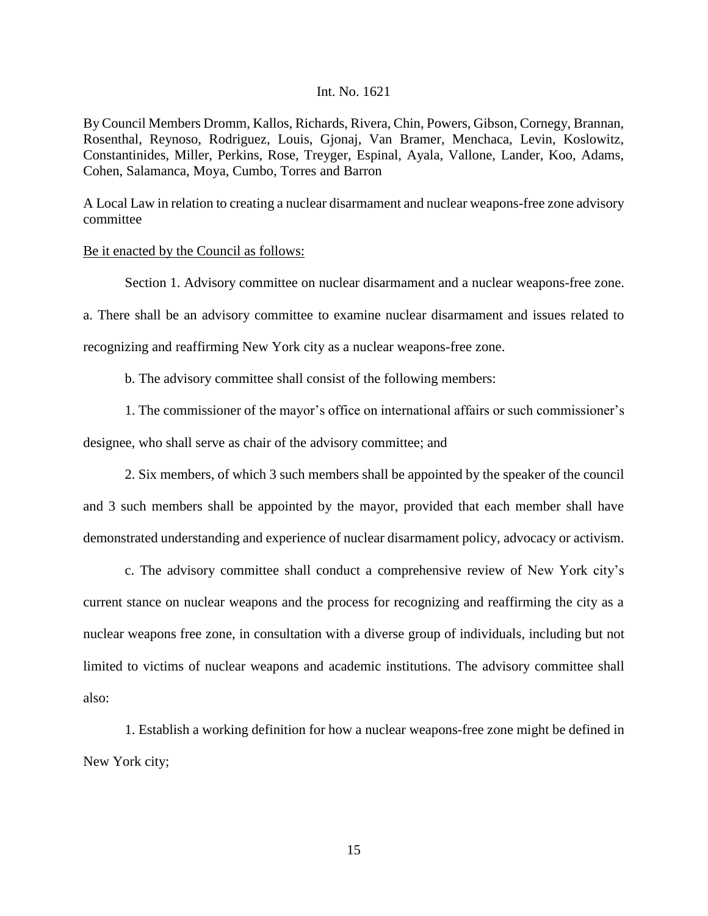Int. No. 1621

By Council Members Dromm, Kallos, Richards, Rivera, Chin, Powers, Gibson, Cornegy, Brannan, Rosenthal, Reynoso, Rodriguez, Louis, Gjonaj, Van Bramer, Menchaca, Levin, Koslowitz, Constantinides, Miller, Perkins, Rose, Treyger, Espinal, Ayala, Vallone, Lander, Koo, Adams, Cohen, Salamanca, Moya, Cumbo, Torres and Barron

A Local Law in relation to creating a nuclear disarmament and nuclear weapons-free zone advisory committee

Be it enacted by the Council as follows:

Section 1. Advisory committee on nuclear disarmament and a nuclear weapons-free zone. a. There shall be an advisory committee to examine nuclear disarmament and issues related to recognizing and reaffirming New York city as a nuclear weapons-free zone.

b. The advisory committee shall consist of the following members:

1. The commissioner of the mayor's office on international affairs or such commissioner's designee, who shall serve as chair of the advisory committee; and

2. Six members, of which 3 such members shall be appointed by the speaker of the council and 3 such members shall be appointed by the mayor, provided that each member shall have demonstrated understanding and experience of nuclear disarmament policy, advocacy or activism.

c. The advisory committee shall conduct a comprehensive review of New York city's current stance on nuclear weapons and the process for recognizing and reaffirming the city as a nuclear weapons free zone, in consultation with a diverse group of individuals, including but not limited to victims of nuclear weapons and academic institutions. The advisory committee shall also:

1. Establish a working definition for how a nuclear weapons-free zone might be defined in New York city;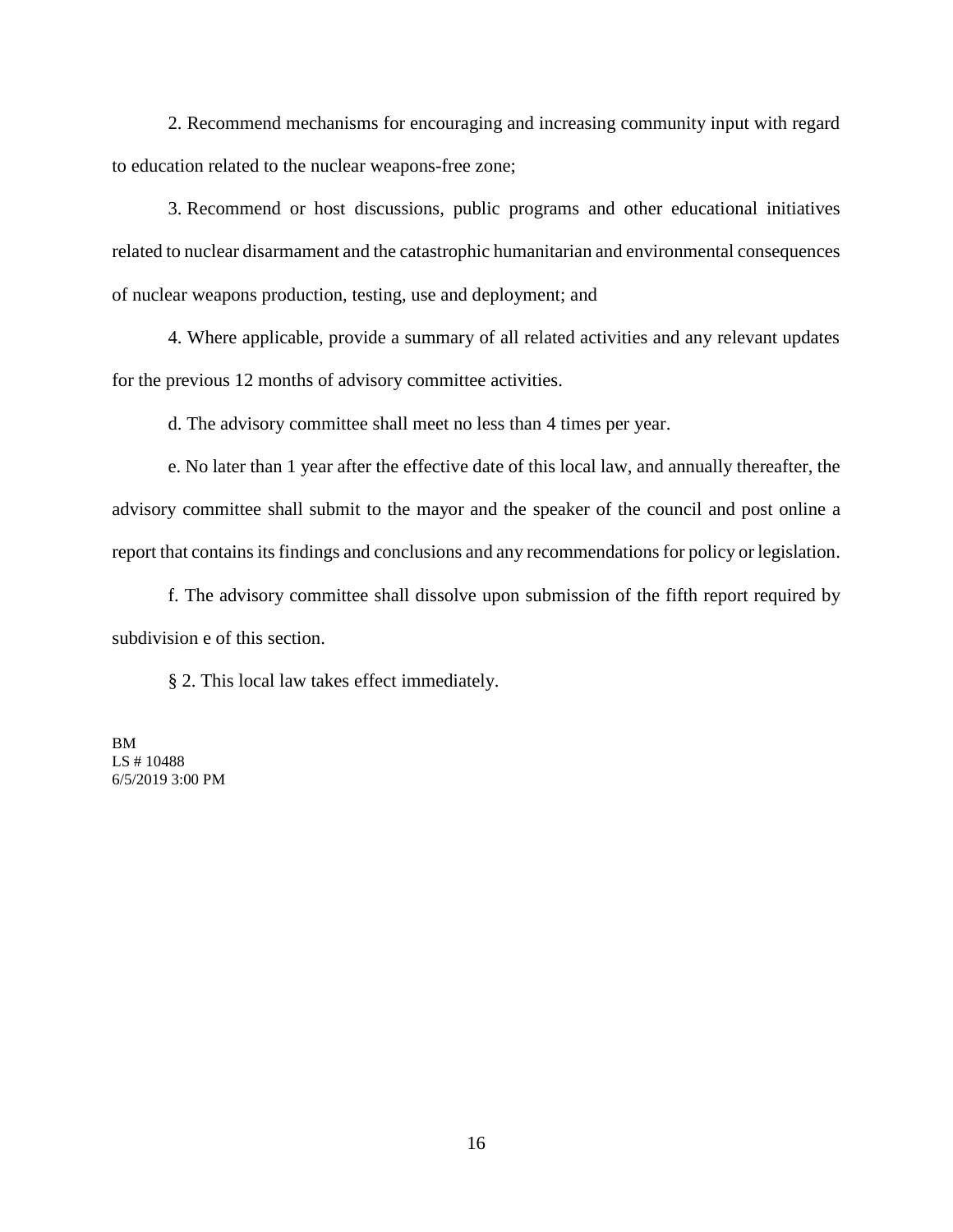2. Recommend mechanisms for encouraging and increasing community input with regard to education related to the nuclear weapons-free zone;

3. Recommend or host discussions, public programs and other educational initiatives related to nuclear disarmament and the catastrophic humanitarian and environmental consequences of nuclear weapons production, testing, use and deployment; and

4. Where applicable, provide a summary of all related activities and any relevant updates for the previous 12 months of advisory committee activities.

d. The advisory committee shall meet no less than 4 times per year.

e. No later than 1 year after the effective date of this local law, and annually thereafter, the advisory committee shall submit to the mayor and the speaker of the council and post online a report that contains its findings and conclusions and any recommendations for policy or legislation.

f. The advisory committee shall dissolve upon submission of the fifth report required by subdivision e of this section.

§ 2. This local law takes effect immediately.

BM
LS # 10488
6/5/2019 3:00 PM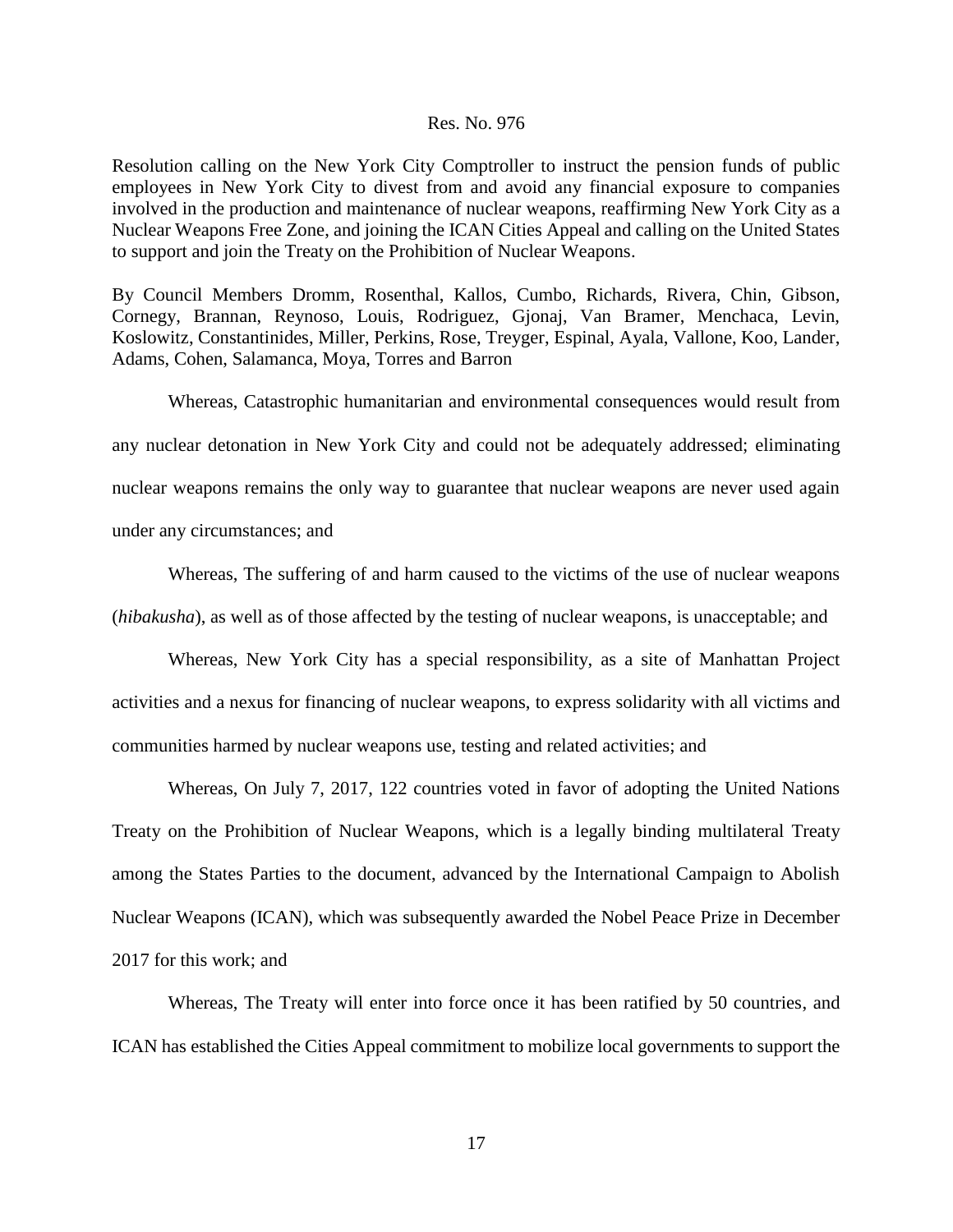Res. No. 976

Resolution calling on the New York City Comptroller to instruct the pension funds of public employees in New York City to divest from and avoid any financial exposure to companies involved in the production and maintenance of nuclear weapons, reaffirming New York City as a Nuclear Weapons Free Zone, and joining the ICAN Cities Appeal and calling on the United States to support and join the Treaty on the Prohibition of Nuclear Weapons.

By Council Members Dromm, Rosenthal, Kallos, Cumbo, Richards, Rivera, Chin, Gibson, Cornegy, Brannan, Reynoso, Louis, Rodriguez, Gjonaj, Van Bramer, Menchaca, Levin, Koslowitz, Constantinides, Miller, Perkins, Rose, Treyger, Espinal, Ayala, Vallone, Koo, Lander, Adams, Cohen, Salamanca, Moya, Torres and Barron

Whereas, Catastrophic humanitarian and environmental consequences would result from any nuclear detonation in New York City and could not be adequately addressed; eliminating nuclear weapons remains the only way to guarantee that nuclear weapons are never used again under any circumstances; and

Whereas, The suffering of and harm caused to the victims of the use of nuclear weapons (*hibakusha*), as well as of those affected by the testing of nuclear weapons, is unacceptable; and

Whereas, New York City has a special responsibility, as a site of Manhattan Project activities and a nexus for financing of nuclear weapons, to express solidarity with all victims and communities harmed by nuclear weapons use, testing and related activities; and

Whereas, On July 7, 2017, 122 countries voted in favor of adopting the United Nations Treaty on the Prohibition of Nuclear Weapons, which is a legally binding multilateral Treaty among the States Parties to the document, advanced by the International Campaign to Abolish Nuclear Weapons (ICAN), which was subsequently awarded the Nobel Peace Prize in December 2017 for this work; and

Whereas, The Treaty will enter into force once it has been ratified by 50 countries, and ICAN has established the Cities Appeal commitment to mobilize local governments to support the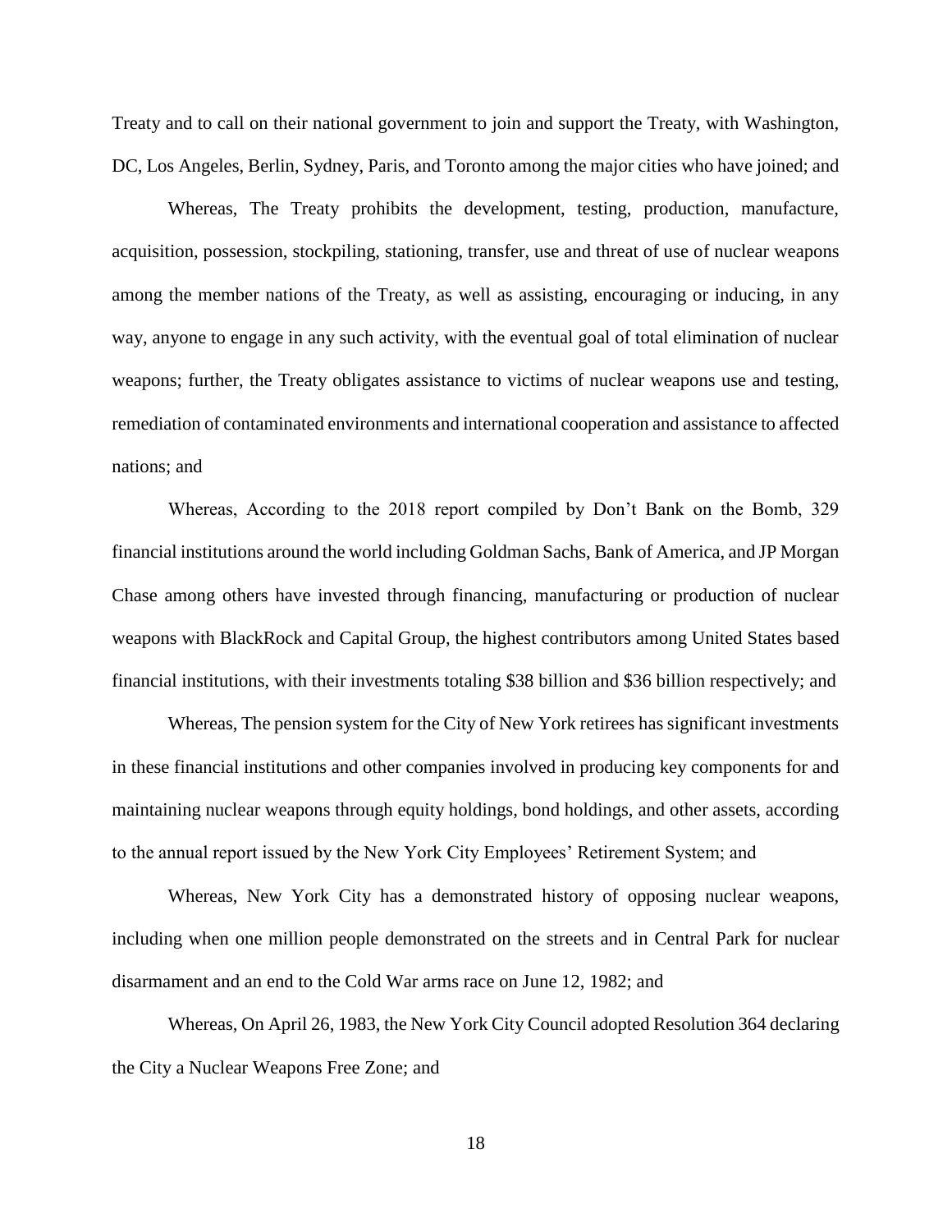Treaty and to call on their national government to join and support the Treaty, with Washington, DC, Los Angeles, Berlin, Sydney, Paris, and Toronto among the major cities who have joined; and

Whereas, The Treaty prohibits the development, testing, production, manufacture, acquisition, possession, stockpiling, stationing, transfer, use and threat of use of nuclear weapons among the member nations of the Treaty, as well as assisting, encouraging or inducing, in any way, anyone to engage in any such activity, with the eventual goal of total elimination of nuclear weapons; further, the Treaty obligates assistance to victims of nuclear weapons use and testing, remediation of contaminated environments and international cooperation and assistance to affected nations; and

Whereas, According to the 2018 report compiled by Don't Bank on the Bomb, 329 financial institutions around the world including Goldman Sachs, Bank of America, and JP Morgan Chase among others have invested through financing, manufacturing or production of nuclear weapons with BlackRock and Capital Group, the highest contributors among United States based financial institutions, with their investments totaling $38 billion and $36 billion respectively; and

Whereas, The pension system for the City of New York retirees has significant investments in these financial institutions and other companies involved in producing key components for and maintaining nuclear weapons through equity holdings, bond holdings, and other assets, according to the annual report issued by the New York City Employees' Retirement System; and

Whereas, New York City has a demonstrated history of opposing nuclear weapons, including when one million people demonstrated on the streets and in Central Park for nuclear disarmament and an end to the Cold War arms race on June 12, 1982; and

Whereas, On April 26, 1983, the New York City Council adopted Resolution 364 declaring the City a Nuclear Weapons Free Zone; and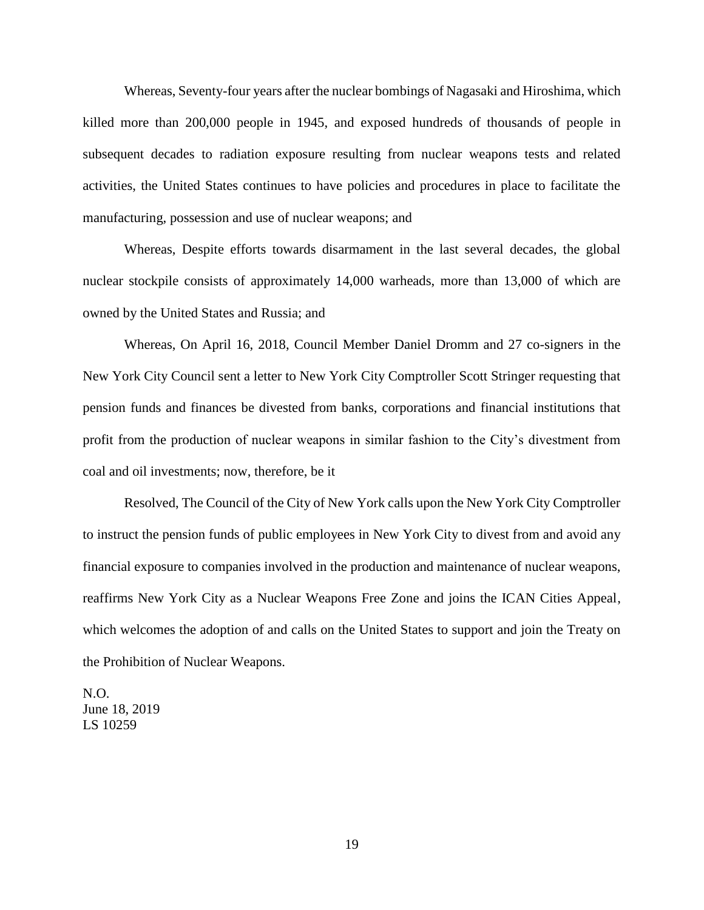Whereas, Seventy-four years after the nuclear bombings of Nagasaki and Hiroshima, which killed more than 200,000 people in 1945, and exposed hundreds of thousands of people in subsequent decades to radiation exposure resulting from nuclear weapons tests and related activities, the United States continues to have policies and procedures in place to facilitate the manufacturing, possession and use of nuclear weapons; and

Whereas, Despite efforts towards disarmament in the last several decades, the global nuclear stockpile consists of approximately 14,000 warheads, more than 13,000 of which are owned by the United States and Russia; and

Whereas, On April 16, 2018, Council Member Daniel Dromm and 27 co-signers in the New York City Council sent a letter to New York City Comptroller Scott Stringer requesting that pension funds and finances be divested from banks, corporations and financial institutions that profit from the production of nuclear weapons in similar fashion to the City's divestment from coal and oil investments; now, therefore, be it

Resolved, The Council of the City of New York calls upon the New York City Comptroller to instruct the pension funds of public employees in New York City to divest from and avoid any financial exposure to companies involved in the production and maintenance of nuclear weapons, reaffirms New York City as a Nuclear Weapons Free Zone and joins the ICAN Cities Appeal, which welcomes the adoption of and calls on the United States to support and join the Treaty on the Prohibition of Nuclear Weapons.

N.O.
June 18, 2019
LS 10259